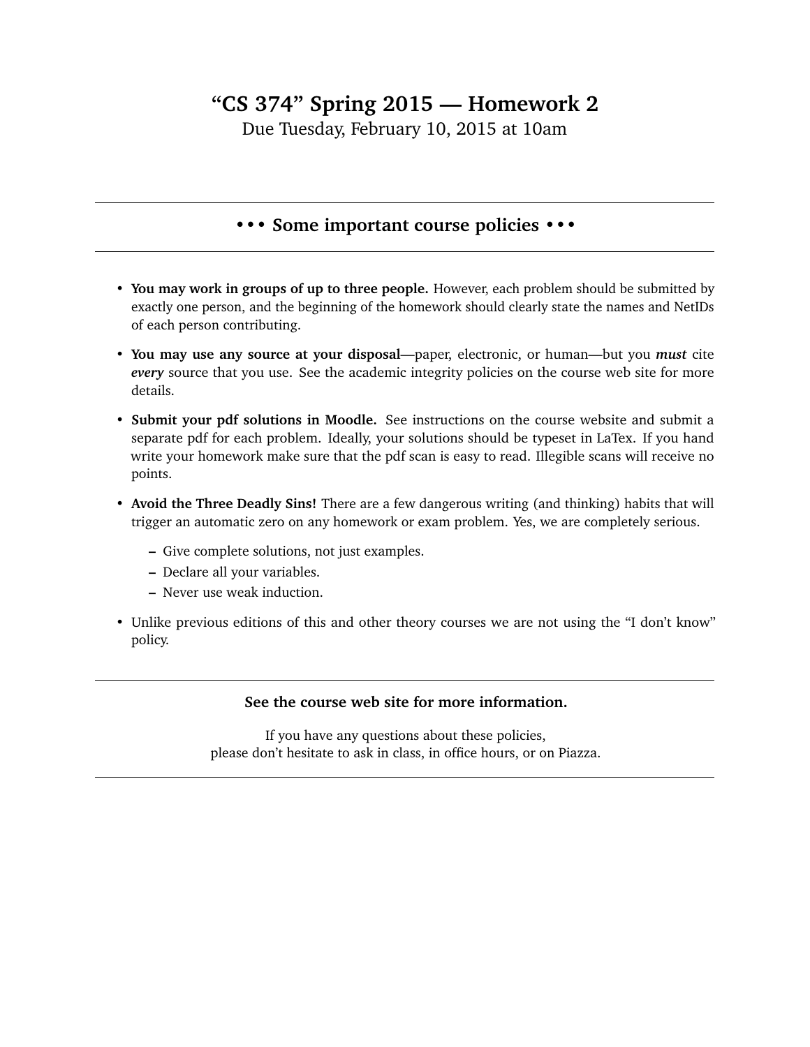# "CS 374" Spring 2015 — Homework 2

Due Tuesday, February 10, 2015 at 10am

---

## • • • Some important course policies • • •

---

- **You may work in groups of up to three people.** However, each problem should be submitted by exactly one person, and the beginning of the homework should clearly state the names and NetIDs of each person contributing.
- **You may use any source at your disposal**—paper, electronic, or human—but you ***must*** cite ***every*** source that you use. See the academic integrity policies on the course web site for more details.
- **Submit your pdf solutions in Moodle.** See instructions on the course website and submit a separate pdf for each problem. Ideally, your solutions should be typeset in LaTex. If you hand write your homework make sure that the pdf scan is easy to read. Illegible scans will receive no points.
- **Avoid the Three Deadly Sins!** There are a few dangerous writing (and thinking) habits that will trigger an automatic zero on any homework or exam problem. Yes, we are completely serious.
  - Give complete solutions, not just examples.
  - Declare all your variables.
  - Never use weak induction.
- Unlike previous editions of this and other theory courses we are not using the "I don't know" policy.

---

**See the course web site for more information.**

If you have any questions about these policies,
please don't hesitate to ask in class, in office hours, or on Piazza.

---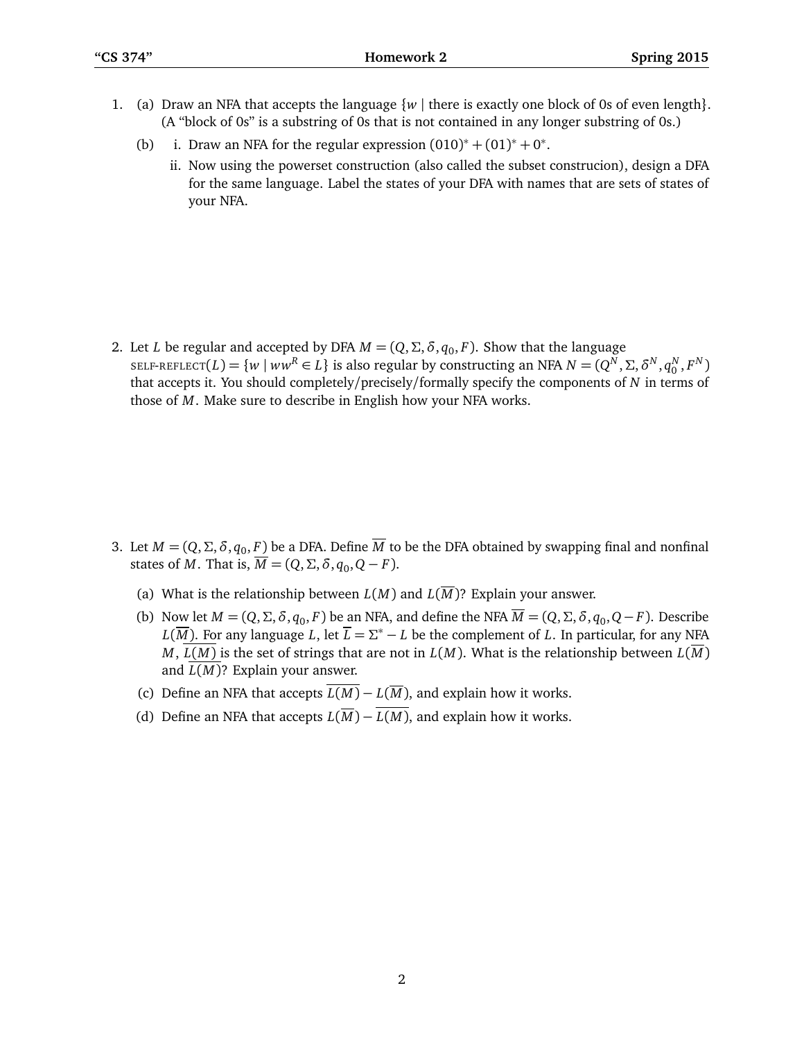1. (a) Draw an NFA that accepts the language $\{w \mid \text{there is exactly one block of 0s of even length}\}$. (A "block of 0s" is a substring of 0s that is not contained in any longer substring of 0s.)

   (b) i. Draw an NFA for the regular expression $(010)^* + (01)^* + 0^*$.

   ii. Now using the powerset construction (also called the subset construcion), design a DFA for the same language. Label the states of your DFA with names that are sets of states of your NFA.

2. Let $L$ be regular and accepted by DFA $M = (Q, \Sigma, \delta, q_0, F)$. Show that the language $\text{SELF-REFLECT}(L) = \{w \mid ww^R \in L\}$ is also regular by constructing an NFA $N = (Q^N, \Sigma, \delta^N, q_0^N, F^N)$ that accepts it. You should completely/precisely/formally specify the components of $N$ in terms of those of $M$. Make sure to describe in English how your NFA works.

3. Let $M = (Q, \Sigma, \delta, q_0, F)$ be a DFA. Define $\overline{M}$ to be the DFA obtained by swapping final and nonfinal states of $M$. That is, $\overline{M} = (Q, \Sigma, \delta, q_0, Q - F)$.

   (a) What is the relationship between $L(M)$ and $L(\overline{M})$? Explain your answer.

   (b) Now let $M = (Q, \Sigma, \delta, q_0, F)$ be an NFA, and define the NFA $\overline{M} = (Q, \Sigma, \delta, q_0, Q - F)$. Describe $L(\overline{M})$. For any language $L$, let $\overline{L} = \Sigma^* - L$ be the complement of $L$. In particular, for any NFA $M$, $\overline{L(M)}$ is the set of strings that are not in $L(M)$. What is the relationship between $L(\overline{M})$ and $\overline{L(M)}$? Explain your answer.

   (c) Define an NFA that accepts $\overline{L(M)} - L(\overline{M})$, and explain how it works.

   (d) Define an NFA that accepts $L(\overline{M}) - \overline{L(M)}$, and explain how it works.